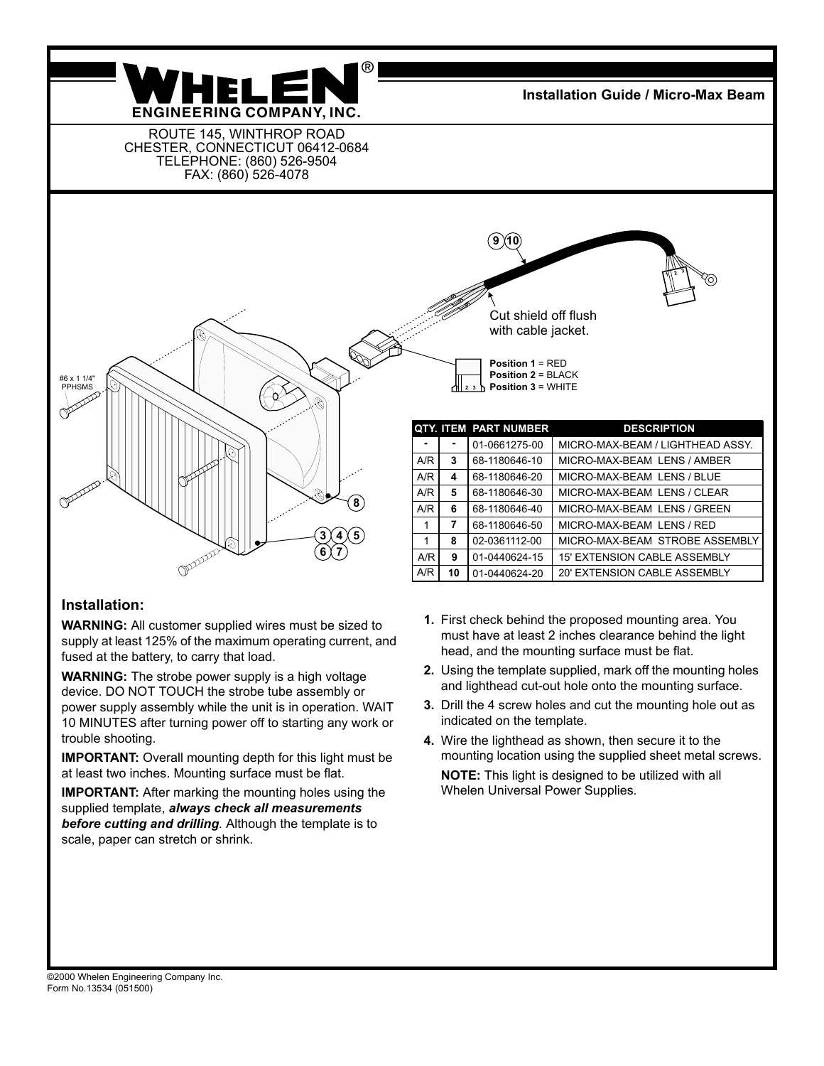# WHELEN® ENGINEERING COMPANY, INC.

**Installation Guide / Micro-Max Beam**

ROUTE 145, WINTHROP ROAD
CHESTER, CONNECTICUT 06412-0684
TELEPHONE: (860) 526-9504
FAX: (860) 526-4078

#6 x 1 1/4" PPHSMS

Cut shield off flush with cable jacket.

**Position 1** = RED
**Position 2** = BLACK
**Position 3** = WHITE

| QTY. | ITEM | PART NUMBER | DESCRIPTION |
|---|---|---|---|
| - | - | 01-0661275-00 | MICRO-MAX-BEAM / LIGHTHEAD ASSY. |
| A/R | 3 | 68-1180646-10 | MICRO-MAX-BEAM LENS / AMBER |
| A/R | 4 | 68-1180646-20 | MICRO-MAX-BEAM LENS / BLUE |
| A/R | 5 | 68-1180646-30 | MICRO-MAX-BEAM LENS / CLEAR |
| A/R | 6 | 68-1180646-40 | MICRO-MAX-BEAM LENS / GREEN |
| 1 | 7 | 68-1180646-50 | MICRO-MAX-BEAM LENS / RED |
| 1 | 8 | 02-0361112-00 | MICRO-MAX-BEAM STROBE ASSEMBLY |
| A/R | 9 | 01-0440624-15 | 15' EXTENSION CABLE ASSEMBLY |
| A/R | 10 | 01-0440624-20 | 20' EXTENSION CABLE ASSEMBLY |

## Installation:

**WARNING:** All customer supplied wires must be sized to supply at least 125% of the maximum operating current, and fused at the battery, to carry that load.

**WARNING:** The strobe power supply is a high voltage device. DO NOT TOUCH the strobe tube assembly or power supply assembly while the unit is in operation. WAIT 10 MINUTES after turning power off to starting any work or trouble shooting.

**IMPORTANT:** Overall mounting depth for this light must be at least two inches. Mounting surface must be flat.

**IMPORTANT:** After marking the mounting holes using the supplied template, ***always check all measurements before cutting and drilling***. Although the template is to scale, paper can stretch or shrink.

1. First check behind the proposed mounting area. You must have at least 2 inches clearance behind the light head, and the mounting surface must be flat.
2. Using the template supplied, mark off the mounting holes and lighthead cut-out hole onto the mounting surface.
3. Drill the 4 screw holes and cut the mounting hole out as indicated on the template.
4. Wire the lighthead as shown, then secure it to the mounting location using the supplied sheet metal screws.

   **NOTE:** This light is designed to be utilized with all Whelen Universal Power Supplies.

©2000 Whelen Engineering Company Inc.
Form No.13534 (051500)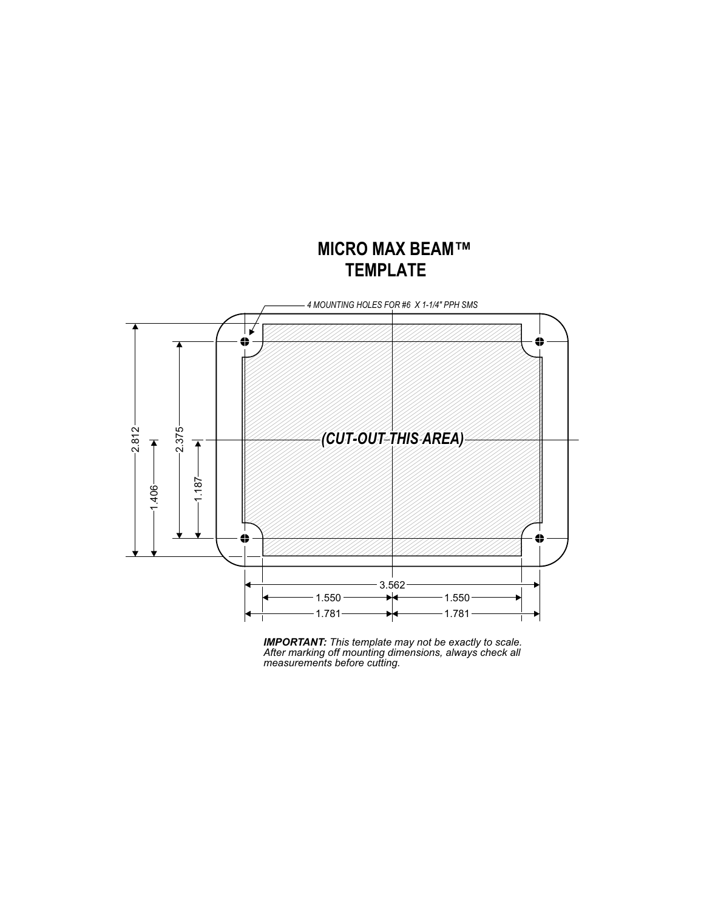# MICRO MAX BEAM™
# TEMPLATE

4 MOUNTING HOLES FOR #6 X 1-1/4" PPH SMS

(CUT-OUT THIS AREA)

2.812

2.375

1.406

1.187

3.562

1.550

1.550

1.781

1.781

***IMPORTANT:*** *This template may not be exactly to scale. After marking off mounting dimensions, always check all measurements before cutting.*